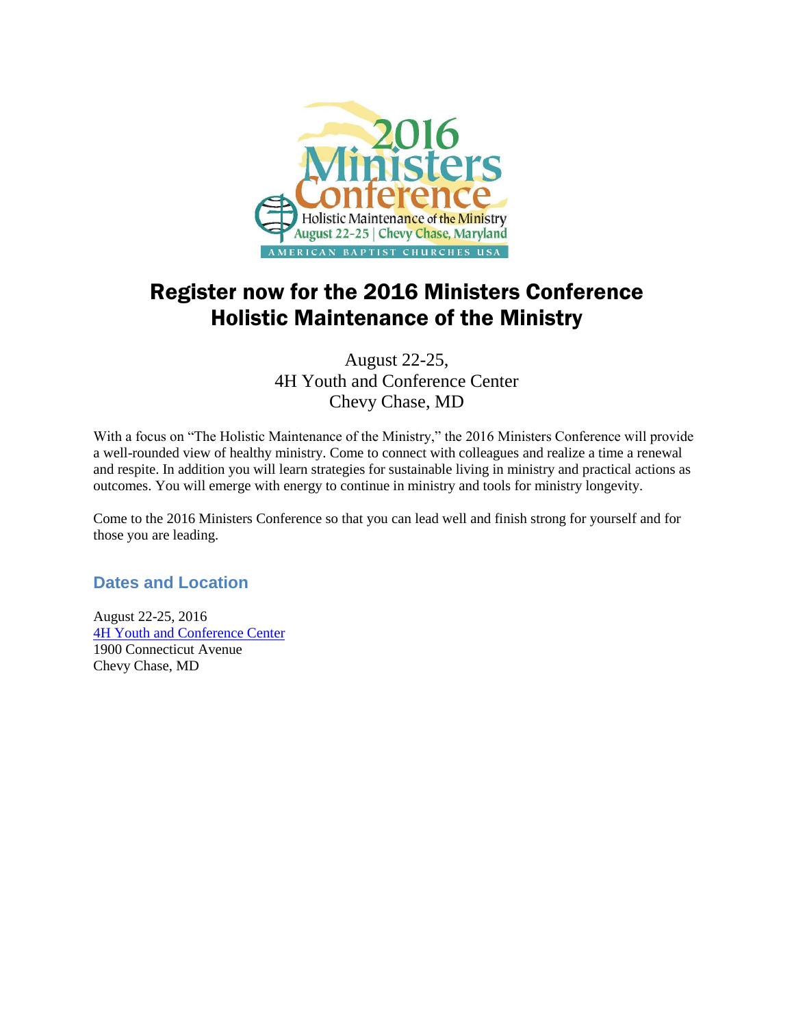# Register now for the 2016 Ministers Conference
# Holistic Maintenance of the Ministry

August 22-25,
4H Youth and Conference Center
Chevy Chase, MD

With a focus on "The Holistic Maintenance of the Ministry," the 2016 Ministers Conference will provide a well-rounded view of healthy ministry. Come to connect with colleagues and realize a time a renewal and respite. In addition you will learn strategies for sustainable living in ministry and practical actions as outcomes. You will emerge with energy to continue in ministry and tools for ministry longevity.

Come to the 2016 Ministers Conference so that you can lead well and finish strong for yourself and for those you are leading.

## Dates and Location

August 22-25, 2016
4H Youth and Conference Center
1900 Connecticut Avenue
Chevy Chase, MD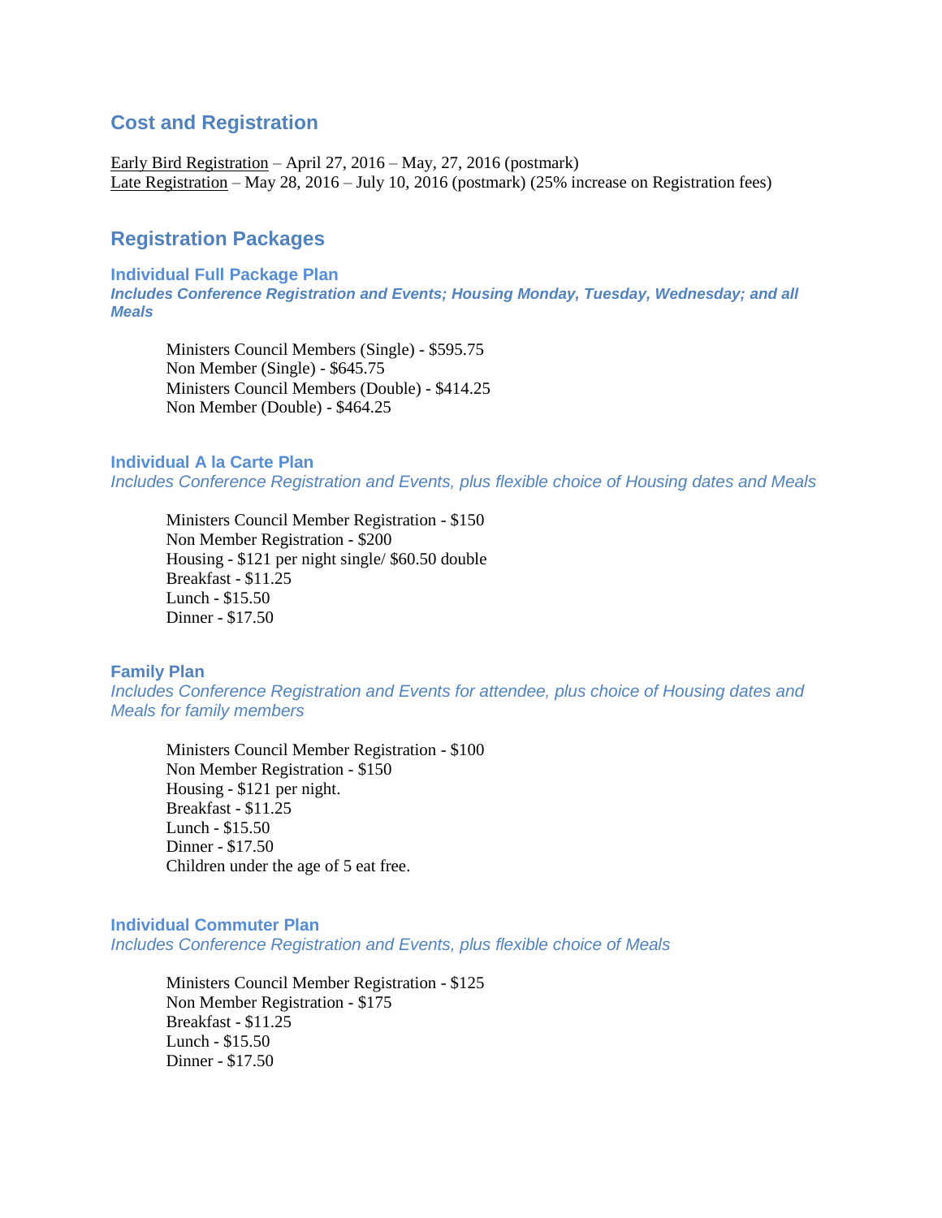## Cost and Registration

<u>Early Bird Registration</u> – April 27, 2016 – May, 27, 2016 (postmark)
<u>Late Registration</u> – May 28, 2016 – July 10, 2016 (postmark) (25% increase on Registration fees)

## Registration Packages

### Individual Full Package Plan

***Includes Conference Registration and Events; Housing Monday, Tuesday, Wednesday; and all Meals***

Ministers Council Members (Single) - $595.75
Non Member (Single) - $645.75
Ministers Council Members (Double) - $414.25
Non Member (Double) - $464.25

### Individual A la Carte Plan

*Includes Conference Registration and Events, plus flexible choice of Housing dates and Meals*

Ministers Council Member Registration - $150
Non Member Registration - $200
Housing - $121 per night single/ $60.50 double
Breakfast - $11.25
Lunch - $15.50
Dinner - $17.50

### Family Plan

*Includes Conference Registration and Events for attendee, plus choice of Housing dates and Meals for family members*

Ministers Council Member Registration - $100
Non Member Registration - $150
Housing - $121 per night.
Breakfast - $11.25
Lunch - $15.50
Dinner - $17.50
Children under the age of 5 eat free.

### Individual Commuter Plan

*Includes Conference Registration and Events, plus flexible choice of Meals*

Ministers Council Member Registration - $125
Non Member Registration - $175
Breakfast - $11.25
Lunch - $15.50
Dinner - $17.50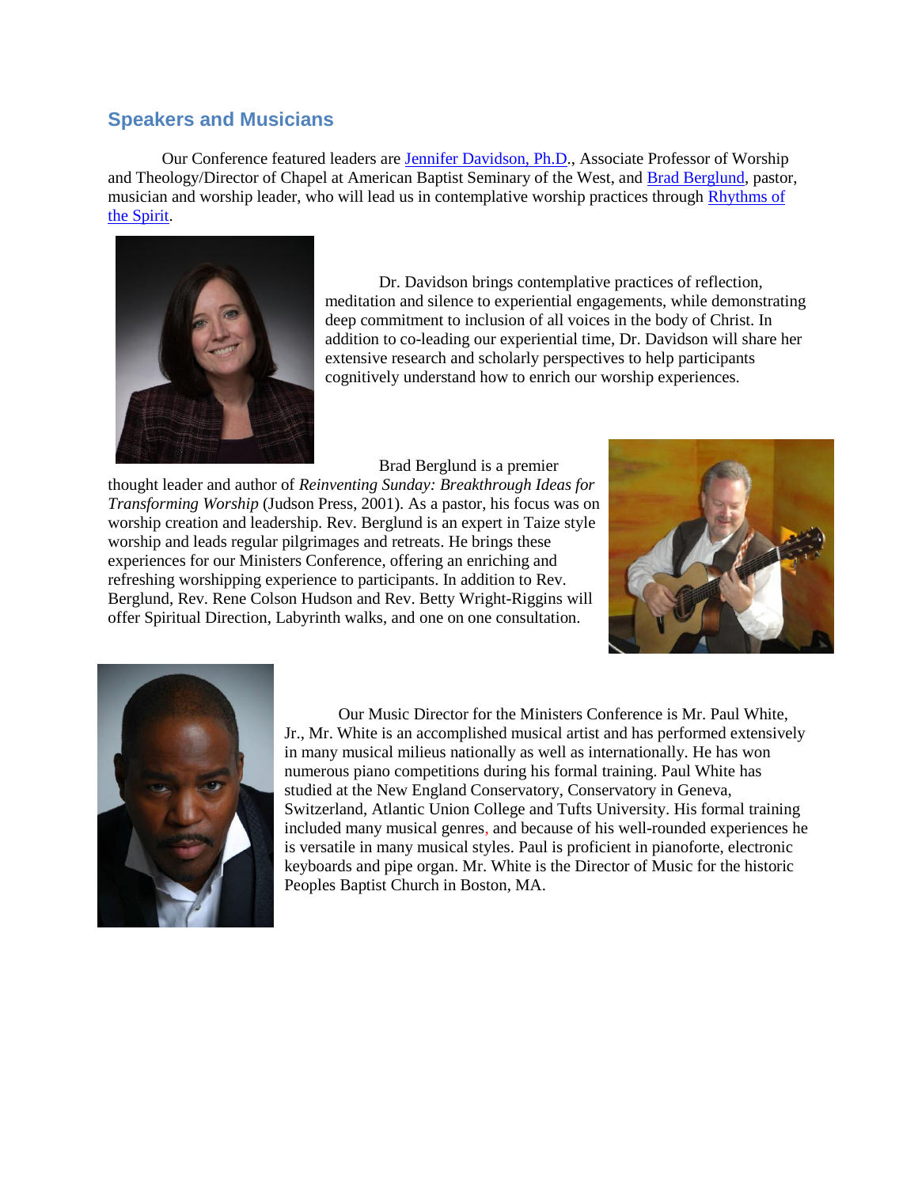## Speakers and Musicians

Our Conference featured leaders are Jennifer Davidson, Ph.D., Associate Professor of Worship and Theology/Director of Chapel at American Baptist Seminary of the West, and Brad Berglund, pastor, musician and worship leader, who will lead us in contemplative worship practices through Rhythms of the Spirit.

Dr. Davidson brings contemplative practices of reflection, meditation and silence to experiential engagements, while demonstrating deep commitment to inclusion of all voices in the body of Christ. In addition to co-leading our experiential time, Dr. Davidson will share her extensive research and scholarly perspectives to help participants cognitively understand how to enrich our worship experiences.

Brad Berglund is a premier thought leader and author of *Reinventing Sunday: Breakthrough Ideas for Transforming Worship* (Judson Press, 2001). As a pastor, his focus was on worship creation and leadership. Rev. Berglund is an expert in Taize style worship and leads regular pilgrimages and retreats. He brings these experiences for our Ministers Conference, offering an enriching and refreshing worshipping experience to participants. In addition to Rev. Berglund, Rev. Rene Colson Hudson and Rev. Betty Wright-Riggins will offer Spiritual Direction, Labyrinth walks, and one on one consultation.

Our Music Director for the Ministers Conference is Mr. Paul White, Jr., Mr. White is an accomplished musical artist and has performed extensively in many musical milieus nationally as well as internationally. He has won numerous piano competitions during his formal training. Paul White has studied at the New England Conservatory, Conservatory in Geneva, Switzerland, Atlantic Union College and Tufts University. His formal training included many musical genres, and because of his well-rounded experiences he is versatile in many musical styles. Paul is proficient in pianoforte, electronic keyboards and pipe organ. Mr. White is the Director of Music for the historic Peoples Baptist Church in Boston, MA.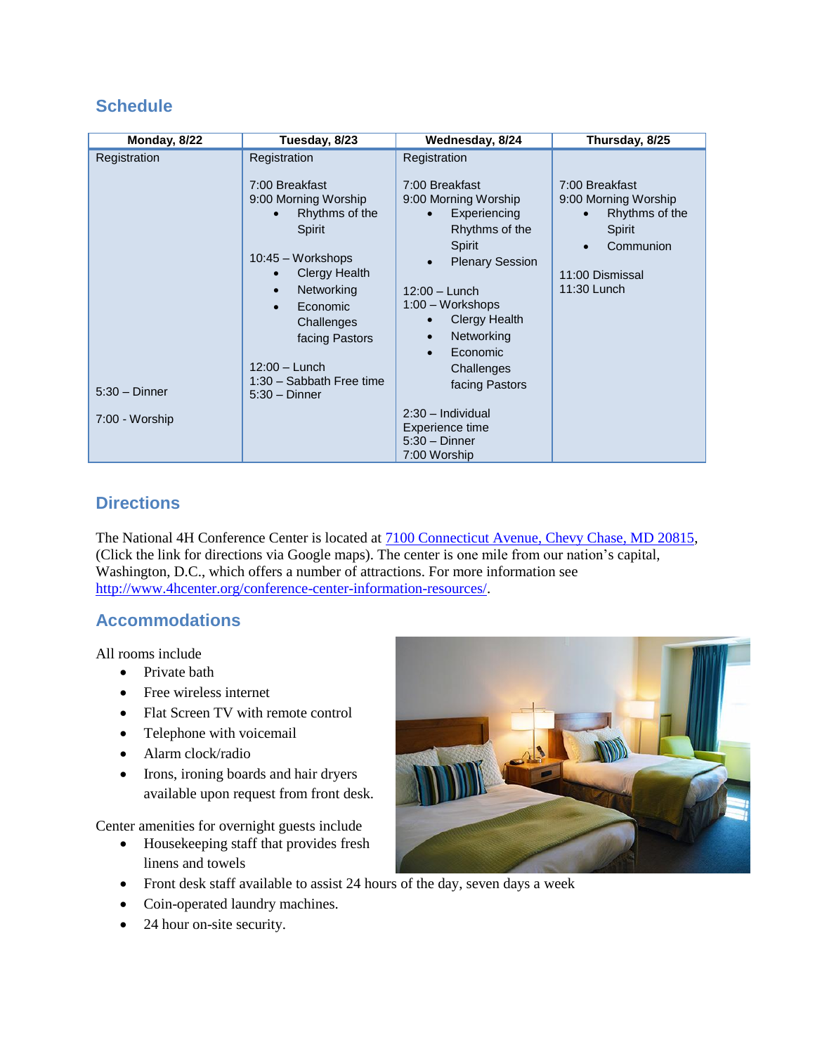## Schedule

| Monday, 8/22 | Tuesday, 8/23 | Wednesday, 8/24 | Thursday, 8/25 |
|---|---|---|---|
| Registration<br><br>5:30 – Dinner<br><br>7:00 - Worship | Registration<br><br>7:00 Breakfast<br>9:00 Morning Worship<br>• Rhythms of the Spirit<br><br>10:45 – Workshops<br>• Clergy Health<br>• Networking<br>• Economic Challenges facing Pastors<br><br>12:00 – Lunch<br>1:30 – Sabbath Free time<br>5:30 – Dinner | Registration<br><br>7:00 Breakfast<br>9:00 Morning Worship<br>• Experiencing Rhythms of the Spirit<br>• Plenary Session<br><br>12:00 – Lunch<br>1:00 – Workshops<br>• Clergy Health<br>• Networking<br>• Economic Challenges facing Pastors<br><br>2:30 – Individual Experience time<br>5:30 – Dinner<br>7:00 Worship | 7:00 Breakfast<br>9:00 Morning Worship<br>• Rhythms of the Spirit<br>• Communion<br><br>11:00 Dismissal<br>11:30 Lunch |

## Directions

The National 4H Conference Center is located at [7100 Connecticut Avenue, Chevy Chase, MD 20815](), (Click the link for directions via Google maps). The center is one mile from our nation's capital, Washington, D.C., which offers a number of attractions. For more information see http://www.4hcenter.org/conference-center-information-resources/.

## Accommodations

All rooms include

- Private bath
- Free wireless internet
- Flat Screen TV with remote control
- Telephone with voicemail
- Alarm clock/radio
- Irons, ironing boards and hair dryers available upon request from front desk.

Center amenities for overnight guests include

- Housekeeping staff that provides fresh linens and towels
- Front desk staff available to assist 24 hours of the day, seven days a week
- Coin-operated laundry machines.
- 24 hour on-site security.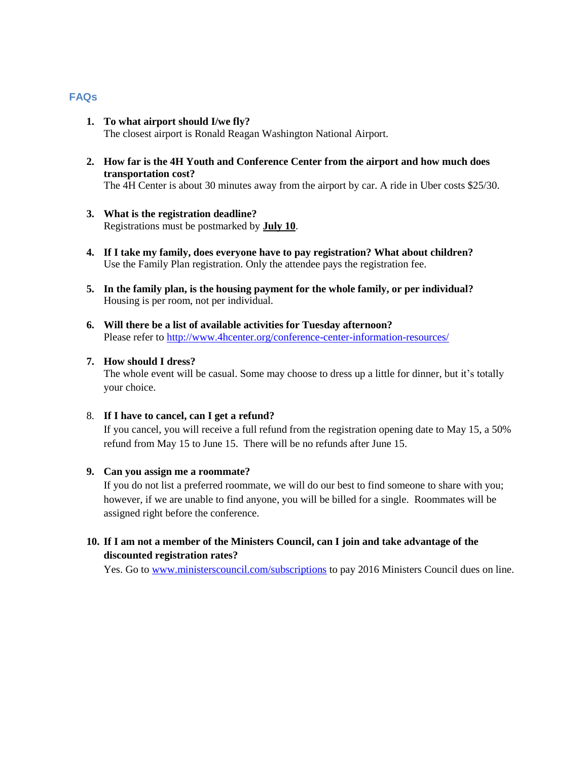## FAQs

1. **To what airport should I/we fly?**
   The closest airport is Ronald Reagan Washington National Airport.

2. **How far is the 4H Youth and Conference Center from the airport and how much does transportation cost?**
   The 4H Center is about 30 minutes away from the airport by car. A ride in Uber costs $25/30.

3. **What is the registration deadline?**
   Registrations must be postmarked by **July 10**.

4. **If I take my family, does everyone have to pay registration? What about children?**
   Use the Family Plan registration. Only the attendee pays the registration fee.

5. **In the family plan, is the housing payment for the whole family, or per individual?**
   Housing is per room, not per individual.

6. **Will there be a list of available activities for Tuesday afternoon?**
   Please refer to http://www.4hcenter.org/conference-center-information-resources/

7. **How should I dress?**
   The whole event will be casual. Some may choose to dress up a little for dinner, but it's totally your choice.

8. **If I have to cancel, can I get a refund?**
   If you cancel, you will receive a full refund from the registration opening date to May 15, a 50% refund from May 15 to June 15. There will be no refunds after June 15.

9. **Can you assign me a roommate?**
   If you do not list a preferred roommate, we will do our best to find someone to share with you; however, if we are unable to find anyone, you will be billed for a single. Roommates will be assigned right before the conference.

10. **If I am not a member of the Ministers Council, can I join and take advantage of the discounted registration rates?**
    Yes. Go to www.ministerscouncil.com/subscriptions to pay 2016 Ministers Council dues on line.